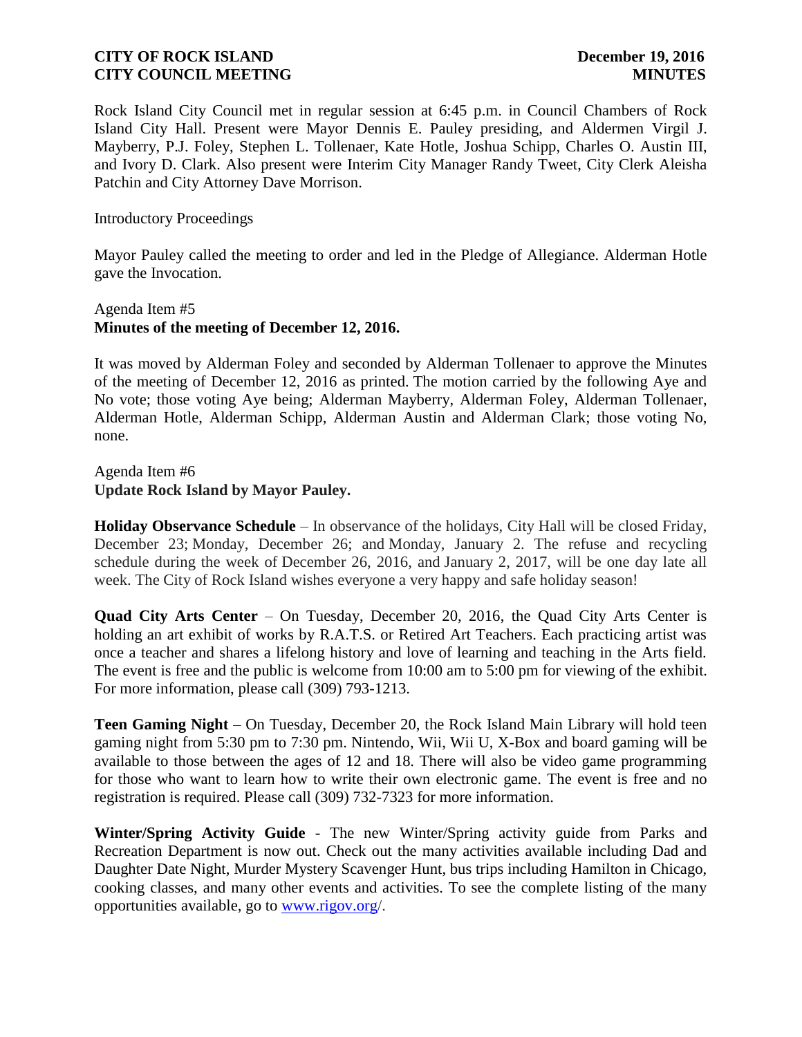Rock Island City Council met in regular session at 6:45 p.m. in Council Chambers of Rock Island City Hall. Present were Mayor Dennis E. Pauley presiding, and Aldermen Virgil J. Mayberry, P.J. Foley, Stephen L. Tollenaer, Kate Hotle, Joshua Schipp, Charles O. Austin III, and Ivory D. Clark. Also present were Interim City Manager Randy Tweet, City Clerk Aleisha Patchin and City Attorney Dave Morrison.

Introductory Proceedings

Mayor Pauley called the meeting to order and led in the Pledge of Allegiance. Alderman Hotle gave the Invocation.

Agenda Item #5
**Minutes of the meeting of December 12, 2016.**

It was moved by Alderman Foley and seconded by Alderman Tollenaer to approve the Minutes of the meeting of December 12, 2016 as printed. The motion carried by the following Aye and No vote; those voting Aye being; Alderman Mayberry, Alderman Foley, Alderman Tollenaer, Alderman Hotle, Alderman Schipp, Alderman Austin and Alderman Clark; those voting No, none.

Agenda Item #6
**Update Rock Island by Mayor Pauley.**

**Holiday Observance Schedule** – In observance of the holidays, City Hall will be closed Friday, December 23; Monday, December 26; and Monday, January 2. The refuse and recycling schedule during the week of December 26, 2016, and January 2, 2017, will be one day late all week. The City of Rock Island wishes everyone a very happy and safe holiday season!

**Quad City Arts Center** – On Tuesday, December 20, 2016, the Quad City Arts Center is holding an art exhibit of works by R.A.T.S. or Retired Art Teachers. Each practicing artist was once a teacher and shares a lifelong history and love of learning and teaching in the Arts field. The event is free and the public is welcome from 10:00 am to 5:00 pm for viewing of the exhibit. For more information, please call (309) 793-1213.

**Teen Gaming Night** – On Tuesday, December 20, the Rock Island Main Library will hold teen gaming night from 5:30 pm to 7:30 pm. Nintendo, Wii, Wii U, X-Box and board gaming will be available to those between the ages of 12 and 18. There will also be video game programming for those who want to learn how to write their own electronic game. The event is free and no registration is required. Please call (309) 732-7323 for more information.

**Winter/Spring Activity Guide** - The new Winter/Spring activity guide from Parks and Recreation Department is now out. Check out the many activities available including Dad and Daughter Date Night, Murder Mystery Scavenger Hunt, bus trips including Hamilton in Chicago, cooking classes, and many other events and activities. To see the complete listing of the many opportunities available, go to www.rigov.org/.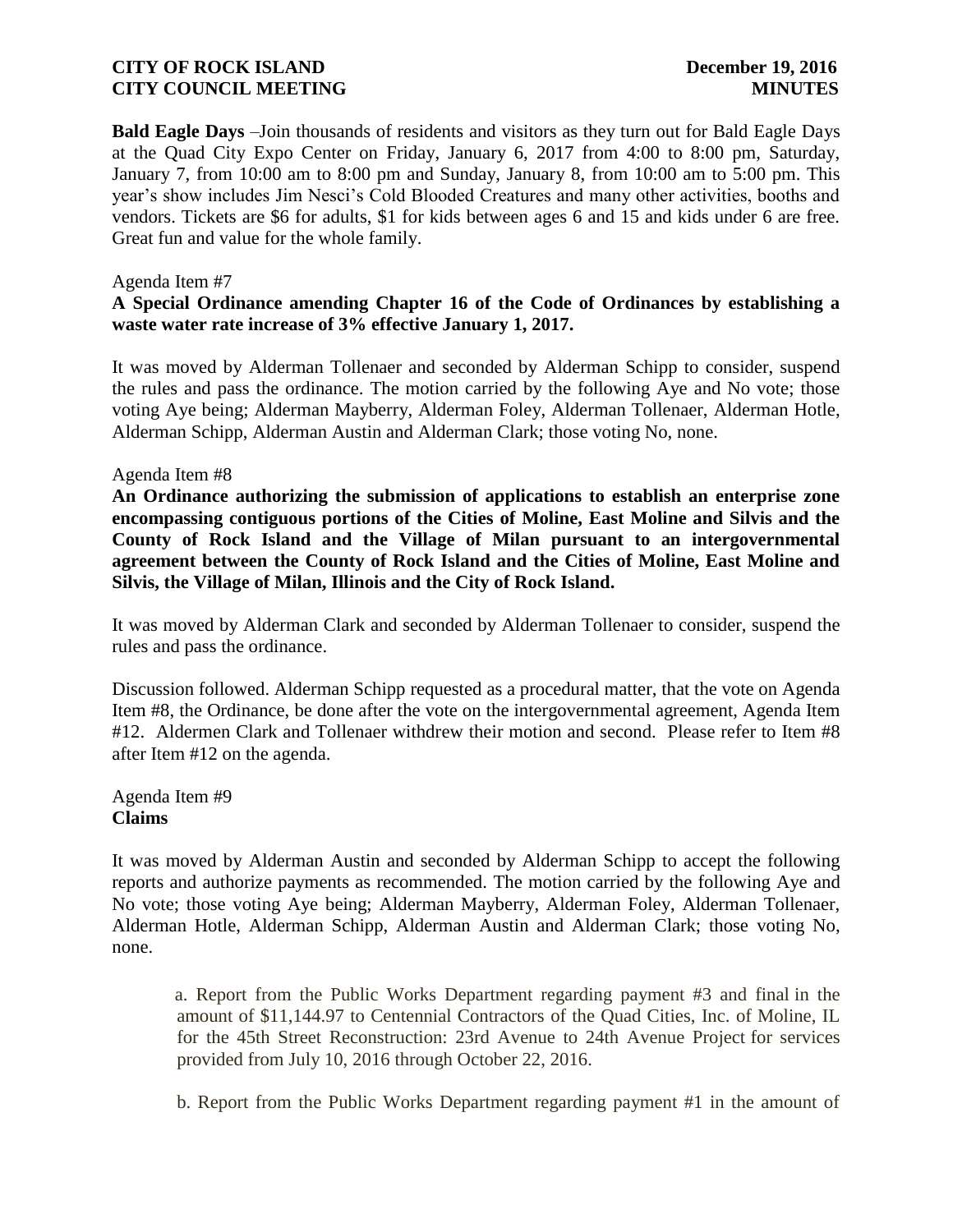**Bald Eagle Days** –Join thousands of residents and visitors as they turn out for Bald Eagle Days at the Quad City Expo Center on Friday, January 6, 2017 from 4:00 to 8:00 pm, Saturday, January 7, from 10:00 am to 8:00 pm and Sunday, January 8, from 10:00 am to 5:00 pm. This year's show includes Jim Nesci's Cold Blooded Creatures and many other activities, booths and vendors. Tickets are $6 for adults, $1 for kids between ages 6 and 15 and kids under 6 are free. Great fun and value for the whole family.

Agenda Item #7

**A Special Ordinance amending Chapter 16 of the Code of Ordinances by establishing a waste water rate increase of 3% effective January 1, 2017.**

It was moved by Alderman Tollenaer and seconded by Alderman Schipp to consider, suspend the rules and pass the ordinance. The motion carried by the following Aye and No vote; those voting Aye being; Alderman Mayberry, Alderman Foley, Alderman Tollenaer, Alderman Hotle, Alderman Schipp, Alderman Austin and Alderman Clark; those voting No, none.

Agenda Item #8

**An Ordinance authorizing the submission of applications to establish an enterprise zone encompassing contiguous portions of the Cities of Moline, East Moline and Silvis and the County of Rock Island and the Village of Milan pursuant to an intergovernmental agreement between the County of Rock Island and the Cities of Moline, East Moline and Silvis, the Village of Milan, Illinois and the City of Rock Island.**

It was moved by Alderman Clark and seconded by Alderman Tollenaer to consider, suspend the rules and pass the ordinance.

Discussion followed. Alderman Schipp requested as a procedural matter, that the vote on Agenda Item #8, the Ordinance, be done after the vote on the intergovernmental agreement, Agenda Item #12. Aldermen Clark and Tollenaer withdrew their motion and second. Please refer to Item #8 after Item #12 on the agenda.

Agenda Item #9

**Claims**

It was moved by Alderman Austin and seconded by Alderman Schipp to accept the following reports and authorize payments as recommended. The motion carried by the following Aye and No vote; those voting Aye being; Alderman Mayberry, Alderman Foley, Alderman Tollenaer, Alderman Hotle, Alderman Schipp, Alderman Austin and Alderman Clark; those voting No, none.

a. Report from the Public Works Department regarding payment #3 and final in the amount of $11,144.97 to Centennial Contractors of the Quad Cities, Inc. of Moline, IL for the 45th Street Reconstruction: 23rd Avenue to 24th Avenue Project for services provided from July 10, 2016 through October 22, 2016.

b. Report from the Public Works Department regarding payment #1 in the amount of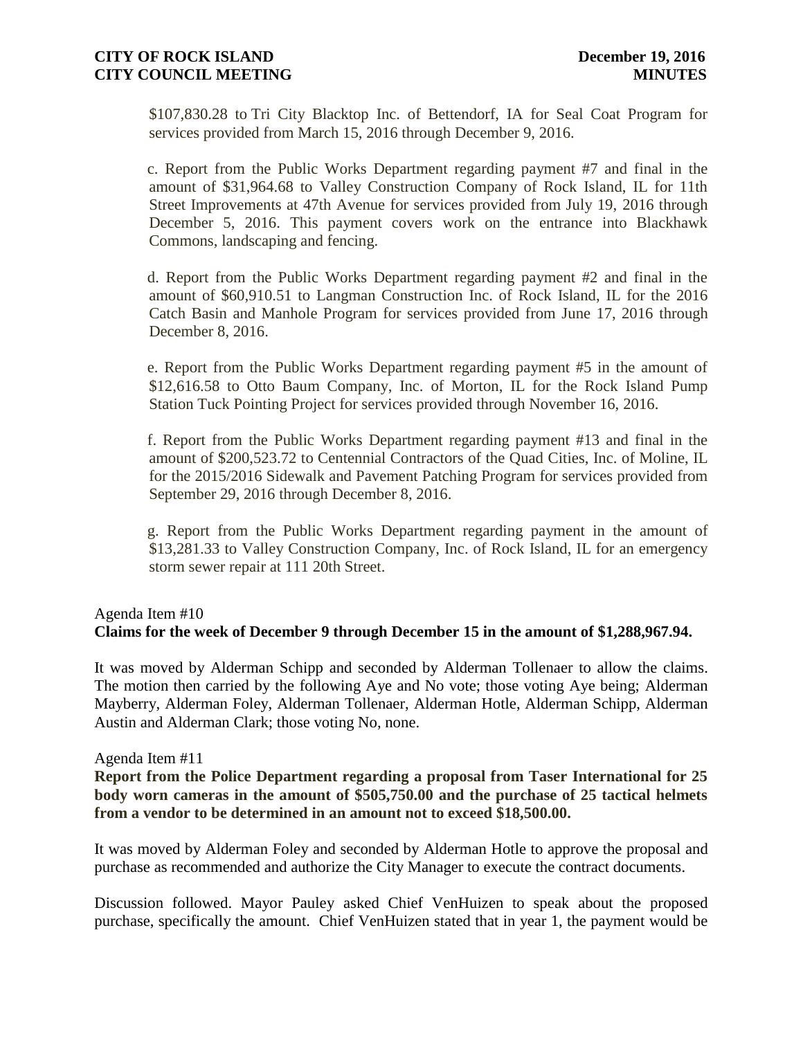$107,830.28 to Tri City Blacktop Inc. of Bettendorf, IA for Seal Coat Program for services provided from March 15, 2016 through December 9, 2016.

c. Report from the Public Works Department regarding payment #7 and final in the amount of $31,964.68 to Valley Construction Company of Rock Island, IL for 11th Street Improvements at 47th Avenue for services provided from July 19, 2016 through December 5, 2016. This payment covers work on the entrance into Blackhawk Commons, landscaping and fencing.

d. Report from the Public Works Department regarding payment #2 and final in the amount of $60,910.51 to Langman Construction Inc. of Rock Island, IL for the 2016 Catch Basin and Manhole Program for services provided from June 17, 2016 through December 8, 2016.

e. Report from the Public Works Department regarding payment #5 in the amount of $12,616.58 to Otto Baum Company, Inc. of Morton, IL for the Rock Island Pump Station Tuck Pointing Project for services provided through November 16, 2016.

f. Report from the Public Works Department regarding payment #13 and final in the amount of $200,523.72 to Centennial Contractors of the Quad Cities, Inc. of Moline, IL for the 2015/2016 Sidewalk and Pavement Patching Program for services provided from September 29, 2016 through December 8, 2016.

g. Report from the Public Works Department regarding payment in the amount of $13,281.33 to Valley Construction Company, Inc. of Rock Island, IL for an emergency storm sewer repair at 111 20th Street.

Agenda Item #10
**Claims for the week of December 9 through December 15 in the amount of $1,288,967.94.**

It was moved by Alderman Schipp and seconded by Alderman Tollenaer to allow the claims. The motion then carried by the following Aye and No vote; those voting Aye being; Alderman Mayberry, Alderman Foley, Alderman Tollenaer, Alderman Hotle, Alderman Schipp, Alderman Austin and Alderman Clark; those voting No, none.

Agenda Item #11
**Report from the Police Department regarding a proposal from Taser International for 25 body worn cameras in the amount of $505,750.00 and the purchase of 25 tactical helmets from a vendor to be determined in an amount not to exceed $18,500.00.**

It was moved by Alderman Foley and seconded by Alderman Hotle to approve the proposal and purchase as recommended and authorize the City Manager to execute the contract documents.

Discussion followed. Mayor Pauley asked Chief VenHuizen to speak about the proposed purchase, specifically the amount. Chief VenHuizen stated that in year 1, the payment would be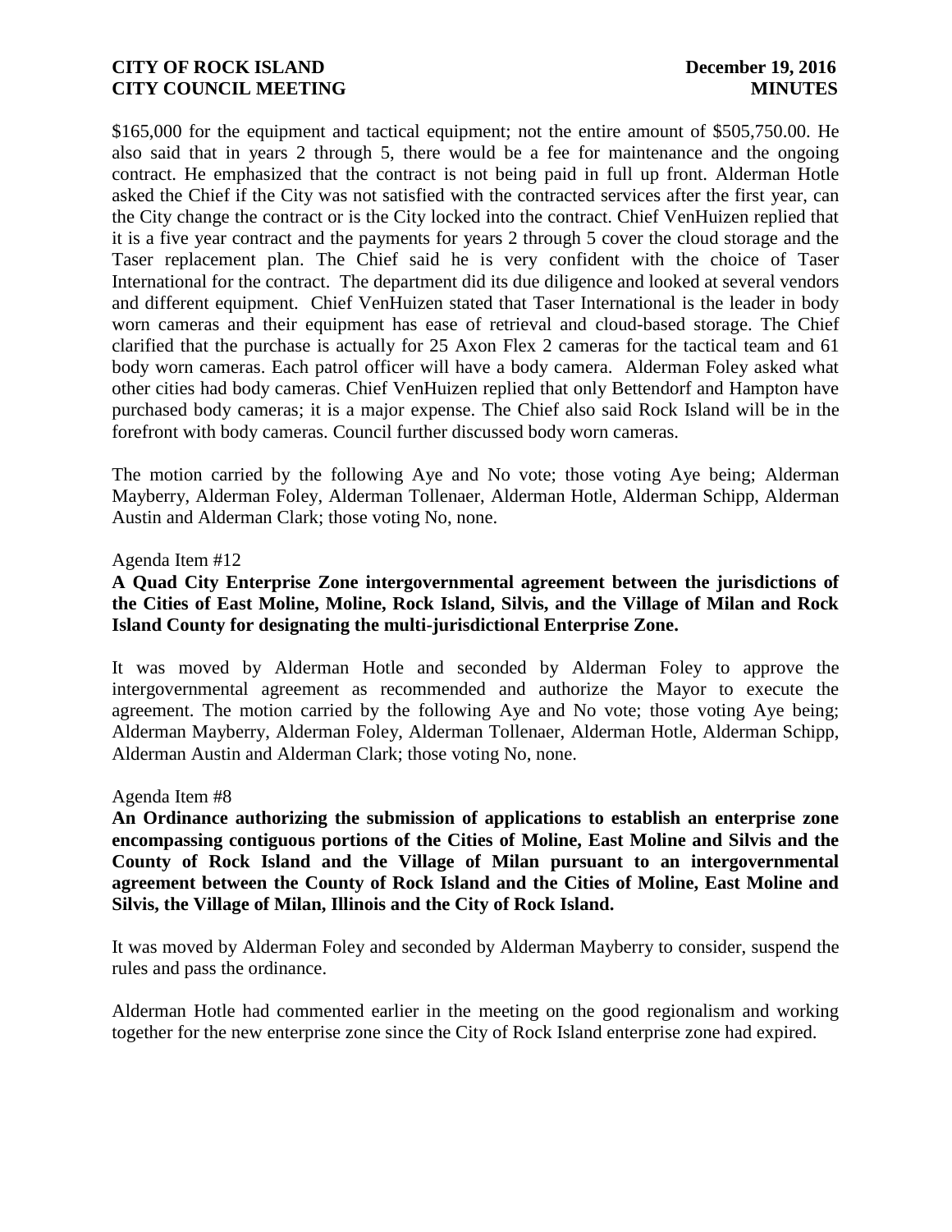$165,000 for the equipment and tactical equipment; not the entire amount of $505,750.00. He also said that in years 2 through 5, there would be a fee for maintenance and the ongoing contract. He emphasized that the contract is not being paid in full up front. Alderman Hotle asked the Chief if the City was not satisfied with the contracted services after the first year, can the City change the contract or is the City locked into the contract. Chief VenHuizen replied that it is a five year contract and the payments for years 2 through 5 cover the cloud storage and the Taser replacement plan. The Chief said he is very confident with the choice of Taser International for the contract. The department did its due diligence and looked at several vendors and different equipment. Chief VenHuizen stated that Taser International is the leader in body worn cameras and their equipment has ease of retrieval and cloud-based storage. The Chief clarified that the purchase is actually for 25 Axon Flex 2 cameras for the tactical team and 61 body worn cameras. Each patrol officer will have a body camera. Alderman Foley asked what other cities had body cameras. Chief VenHuizen replied that only Bettendorf and Hampton have purchased body cameras; it is a major expense. The Chief also said Rock Island will be in the forefront with body cameras. Council further discussed body worn cameras.

The motion carried by the following Aye and No vote; those voting Aye being; Alderman Mayberry, Alderman Foley, Alderman Tollenaer, Alderman Hotle, Alderman Schipp, Alderman Austin and Alderman Clark; those voting No, none.

Agenda Item #12

**A Quad City Enterprise Zone intergovernmental agreement between the jurisdictions of the Cities of East Moline, Moline, Rock Island, Silvis, and the Village of Milan and Rock Island County for designating the multi-jurisdictional Enterprise Zone.**

It was moved by Alderman Hotle and seconded by Alderman Foley to approve the intergovernmental agreement as recommended and authorize the Mayor to execute the agreement. The motion carried by the following Aye and No vote; those voting Aye being; Alderman Mayberry, Alderman Foley, Alderman Tollenaer, Alderman Hotle, Alderman Schipp, Alderman Austin and Alderman Clark; those voting No, none.

Agenda Item #8

**An Ordinance authorizing the submission of applications to establish an enterprise zone encompassing contiguous portions of the Cities of Moline, East Moline and Silvis and the County of Rock Island and the Village of Milan pursuant to an intergovernmental agreement between the County of Rock Island and the Cities of Moline, East Moline and Silvis, the Village of Milan, Illinois and the City of Rock Island.**

It was moved by Alderman Foley and seconded by Alderman Mayberry to consider, suspend the rules and pass the ordinance.

Alderman Hotle had commented earlier in the meeting on the good regionalism and working together for the new enterprise zone since the City of Rock Island enterprise zone had expired.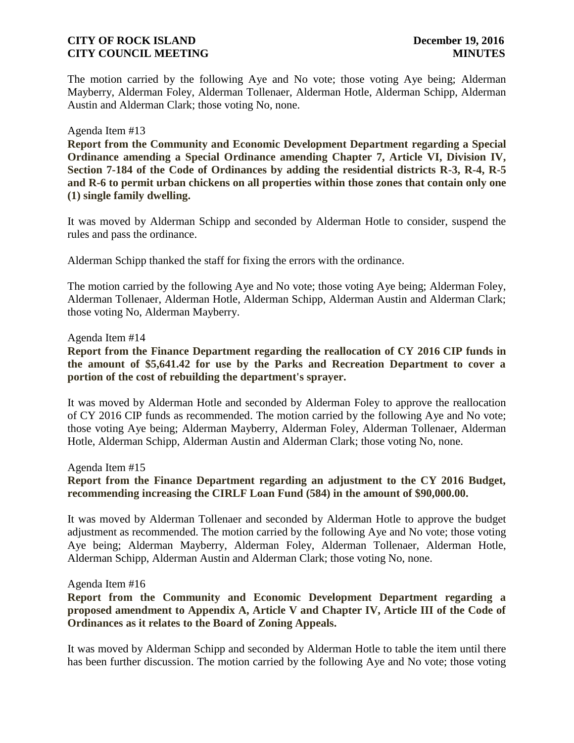The motion carried by the following Aye and No vote; those voting Aye being; Alderman Mayberry, Alderman Foley, Alderman Tollenaer, Alderman Hotle, Alderman Schipp, Alderman Austin and Alderman Clark; those voting No, none.

Agenda Item #13

**Report from the Community and Economic Development Department regarding a Special Ordinance amending a Special Ordinance amending Chapter 7, Article VI, Division IV, Section 7-184 of the Code of Ordinances by adding the residential districts R-3, R-4, R-5 and R-6 to permit urban chickens on all properties within those zones that contain only one (1) single family dwelling.**

It was moved by Alderman Schipp and seconded by Alderman Hotle to consider, suspend the rules and pass the ordinance.

Alderman Schipp thanked the staff for fixing the errors with the ordinance.

The motion carried by the following Aye and No vote; those voting Aye being; Alderman Foley, Alderman Tollenaer, Alderman Hotle, Alderman Schipp, Alderman Austin and Alderman Clark; those voting No, Alderman Mayberry.

Agenda Item #14

**Report from the Finance Department regarding the reallocation of CY 2016 CIP funds in the amount of $5,641.42 for use by the Parks and Recreation Department to cover a portion of the cost of rebuilding the department's sprayer.**

It was moved by Alderman Hotle and seconded by Alderman Foley to approve the reallocation of CY 2016 CIP funds as recommended. The motion carried by the following Aye and No vote; those voting Aye being; Alderman Mayberry, Alderman Foley, Alderman Tollenaer, Alderman Hotle, Alderman Schipp, Alderman Austin and Alderman Clark; those voting No, none.

Agenda Item #15

**Report from the Finance Department regarding an adjustment to the CY 2016 Budget, recommending increasing the CIRLF Loan Fund (584) in the amount of $90,000.00.**

It was moved by Alderman Tollenaer and seconded by Alderman Hotle to approve the budget adjustment as recommended. The motion carried by the following Aye and No vote; those voting Aye being; Alderman Mayberry, Alderman Foley, Alderman Tollenaer, Alderman Hotle, Alderman Schipp, Alderman Austin and Alderman Clark; those voting No, none.

Agenda Item #16

**Report from the Community and Economic Development Department regarding a proposed amendment to Appendix A, Article V and Chapter IV, Article III of the Code of Ordinances as it relates to the Board of Zoning Appeals.**

It was moved by Alderman Schipp and seconded by Alderman Hotle to table the item until there has been further discussion. The motion carried by the following Aye and No vote; those voting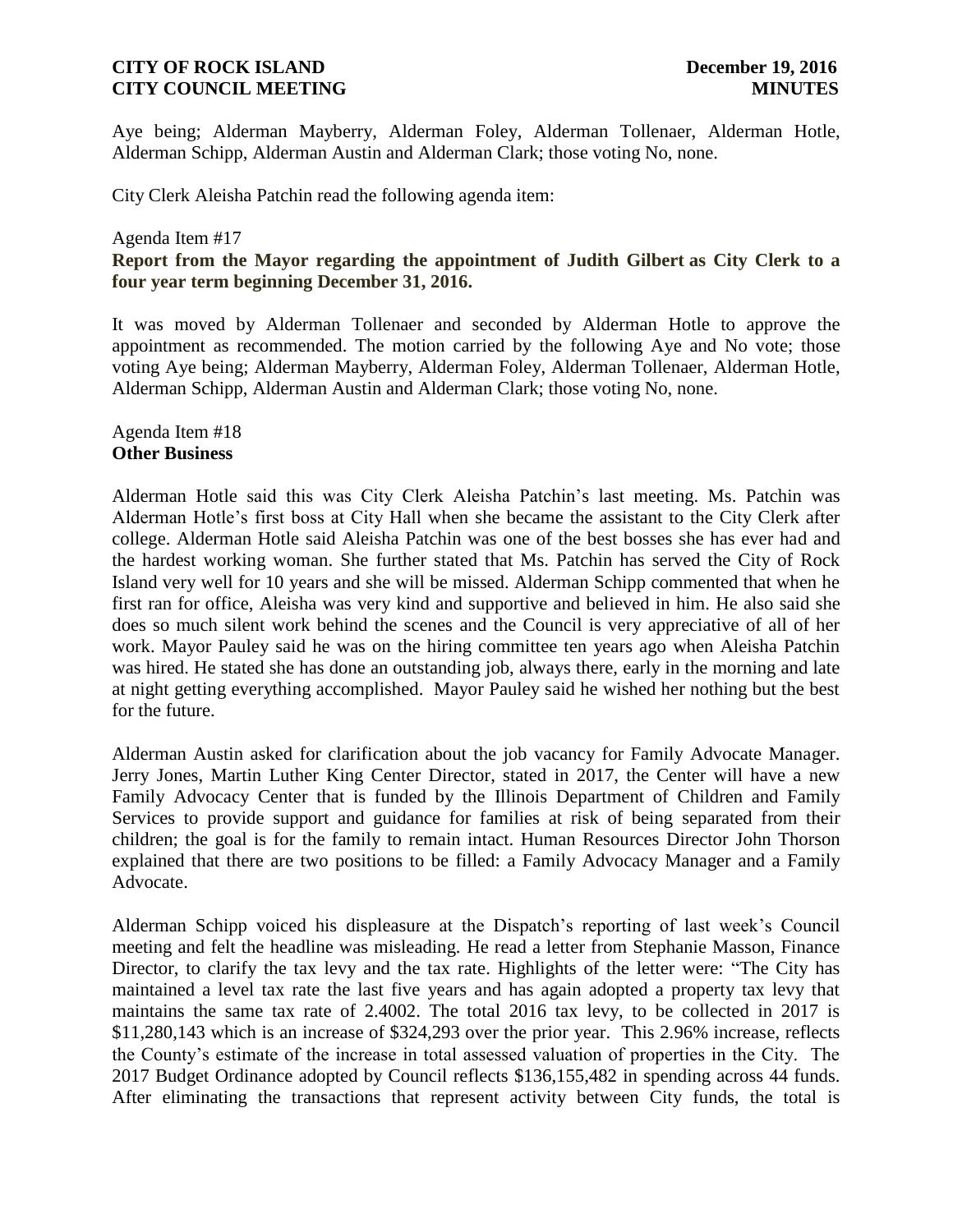Aye being; Alderman Mayberry, Alderman Foley, Alderman Tollenaer, Alderman Hotle, Alderman Schipp, Alderman Austin and Alderman Clark; those voting No, none.

City Clerk Aleisha Patchin read the following agenda item:

Agenda Item #17
**Report from the Mayor regarding the appointment of Judith Gilbert as City Clerk to a four year term beginning December 31, 2016.**

It was moved by Alderman Tollenaer and seconded by Alderman Hotle to approve the appointment as recommended. The motion carried by the following Aye and No vote; those voting Aye being; Alderman Mayberry, Alderman Foley, Alderman Tollenaer, Alderman Hotle, Alderman Schipp, Alderman Austin and Alderman Clark; those voting No, none.

Agenda Item #18
**Other Business**

Alderman Hotle said this was City Clerk Aleisha Patchin's last meeting. Ms. Patchin was Alderman Hotle's first boss at City Hall when she became the assistant to the City Clerk after college. Alderman Hotle said Aleisha Patchin was one of the best bosses she has ever had and the hardest working woman. She further stated that Ms. Patchin has served the City of Rock Island very well for 10 years and she will be missed. Alderman Schipp commented that when he first ran for office, Aleisha was very kind and supportive and believed in him. He also said she does so much silent work behind the scenes and the Council is very appreciative of all of her work. Mayor Pauley said he was on the hiring committee ten years ago when Aleisha Patchin was hired. He stated she has done an outstanding job, always there, early in the morning and late at night getting everything accomplished. Mayor Pauley said he wished her nothing but the best for the future.

Alderman Austin asked for clarification about the job vacancy for Family Advocate Manager. Jerry Jones, Martin Luther King Center Director, stated in 2017, the Center will have a new Family Advocacy Center that is funded by the Illinois Department of Children and Family Services to provide support and guidance for families at risk of being separated from their children; the goal is for the family to remain intact. Human Resources Director John Thorson explained that there are two positions to be filled: a Family Advocacy Manager and a Family Advocate.

Alderman Schipp voiced his displeasure at the Dispatch's reporting of last week's Council meeting and felt the headline was misleading. He read a letter from Stephanie Masson, Finance Director, to clarify the tax levy and the tax rate. Highlights of the letter were: "The City has maintained a level tax rate the last five years and has again adopted a property tax levy that maintains the same tax rate of 2.4002. The total 2016 tax levy, to be collected in 2017 is $11,280,143 which is an increase of $324,293 over the prior year. This 2.96% increase, reflects the County's estimate of the increase in total assessed valuation of properties in the City. The 2017 Budget Ordinance adopted by Council reflects $136,155,482 in spending across 44 funds. After eliminating the transactions that represent activity between City funds, the total is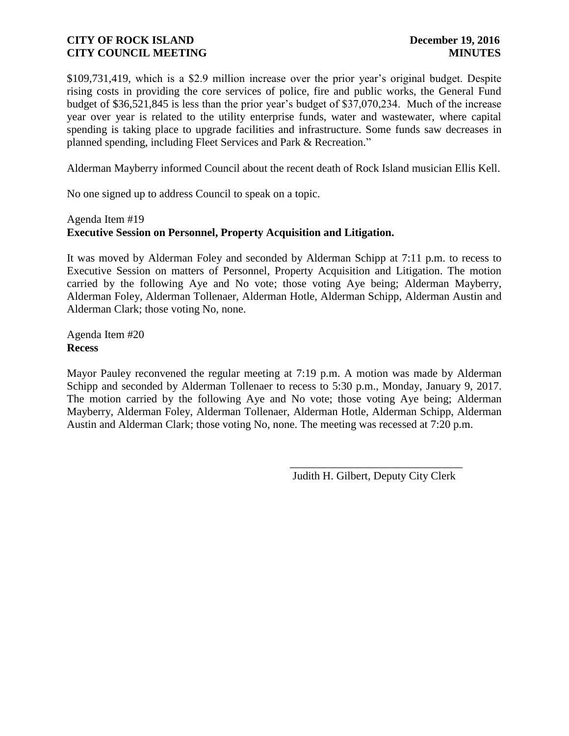$109,731,419, which is a $2.9 million increase over the prior year's original budget. Despite rising costs in providing the core services of police, fire and public works, the General Fund budget of $36,521,845 is less than the prior year's budget of $37,070,234. Much of the increase year over year is related to the utility enterprise funds, water and wastewater, where capital spending is taking place to upgrade facilities and infrastructure. Some funds saw decreases in planned spending, including Fleet Services and Park & Recreation."

Alderman Mayberry informed Council about the recent death of Rock Island musician Ellis Kell.

No one signed up to address Council to speak on a topic.

Agenda Item #19
**Executive Session on Personnel, Property Acquisition and Litigation.**

It was moved by Alderman Foley and seconded by Alderman Schipp at 7:11 p.m. to recess to Executive Session on matters of Personnel, Property Acquisition and Litigation. The motion carried by the following Aye and No vote; those voting Aye being; Alderman Mayberry, Alderman Foley, Alderman Tollenaer, Alderman Hotle, Alderman Schipp, Alderman Austin and Alderman Clark; those voting No, none.

Agenda Item #20
**Recess**

Mayor Pauley reconvened the regular meeting at 7:19 p.m. A motion was made by Alderman Schipp and seconded by Alderman Tollenaer to recess to 5:30 p.m., Monday, January 9, 2017. The motion carried by the following Aye and No vote; those voting Aye being; Alderman Mayberry, Alderman Foley, Alderman Tollenaer, Alderman Hotle, Alderman Schipp, Alderman Austin and Alderman Clark; those voting No, none. The meeting was recessed at 7:20 p.m.

\_\_\_\_\_\_\_\_\_\_\_\_\_\_\_\_\_\_\_\_\_\_\_\_\_\_\_\_\_\_
Judith H. Gilbert, Deputy City Clerk